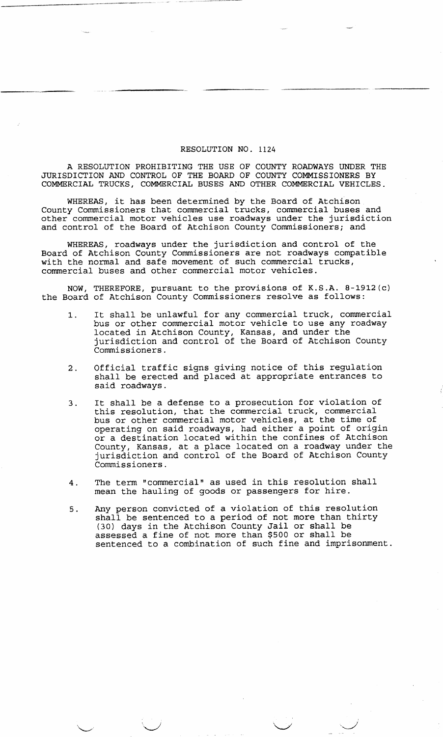# RESOLUTION NO. 1124

A RESOLUTION PROHIBITING THE USE OF COUNTY ROADWAYS UNDER THE JURISDICTION AND CONTROL OF THE BOARD OF COUNTY COMMISSIONERS BY COMMERCIAL TRUCKS, COMMERCIAL BUSES AND OTHER COMMERCIAL VEHICLES.

WHEREAS, it has been determined by the Board of Atchison County Commissioners that commercial trucks, commercial buses and other commercial motor vehicles use roadways under the jurisdiction and control of the Board of Atchison County Commissioners; and

WHEREAS, roadways under the jurisdiction and control of the Board of Atchison County Commissioners are not roadways compatible with the normal and safe movement of such commercial trucks, commercial buses and other commercial motor vehicles.

NOW, THEREFORE, pursuant to the provisions of K.S.A. 8-1912(c) the Board of Atchison County Commissioners resolve as follows:

1. It shall be unlawful for any commercial truck, commercial bus or other commercial motor vehicle to use any roadway located in Atchison County, Kansas, and under the jurisdiction and control of the Board of Atchison County Commissioners.

2. Official traffic signs giving notice of this regulation shall be erected and placed at appropriate entrances to said roadways.

3. It shall be a defense to a prosecution for violation of this resolution, that the commercial truck, commercial bus or other commercial motor vehicles, at the time of operating on said roadways, had either a point of origin or a destination located within the confines of Atchison County, Kansas, at a place located on a roadway under the jurisdiction and control of the Board of Atchison County Commissioners.

4. The term "commercial" as used in this resolution shall mean the hauling of goods or passengers for hire.

5. Any person convicted of a violation of this resolution shall be sentenced to a period of not more than thirty (30) days in the Atchison County Jail or shall be assessed a fine of not more than $500 or shall be sentenced to a combination of such fine and imprisonment.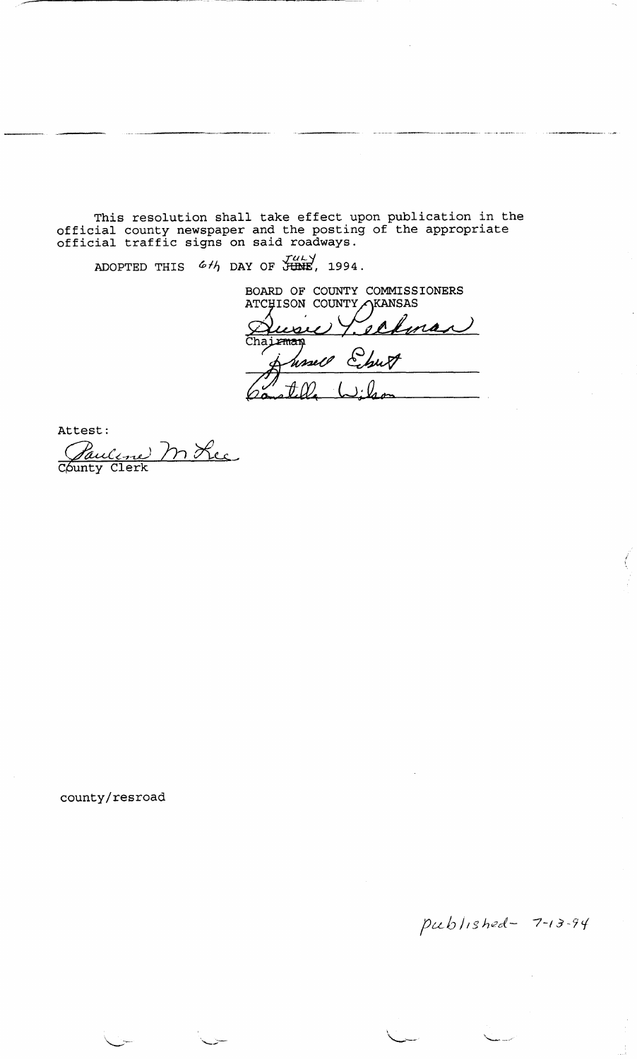This resolution shall take effect upon publication in the official county newspaper and the posting of the appropriate official traffic signs on said roadways.

ADOPTED THIS 6th DAY OF ~~JUNE~~ JULY, 1994.

BOARD OF COUNTY COMMISSIONERS
ATCHISON COUNTY, KANSAS

Susie Y. Seckman
~~Chairman~~

Russell Echert

Constella Wilson

Attest:

Pauline M Kee
County Clerk

county/resroad

published- 7-13-94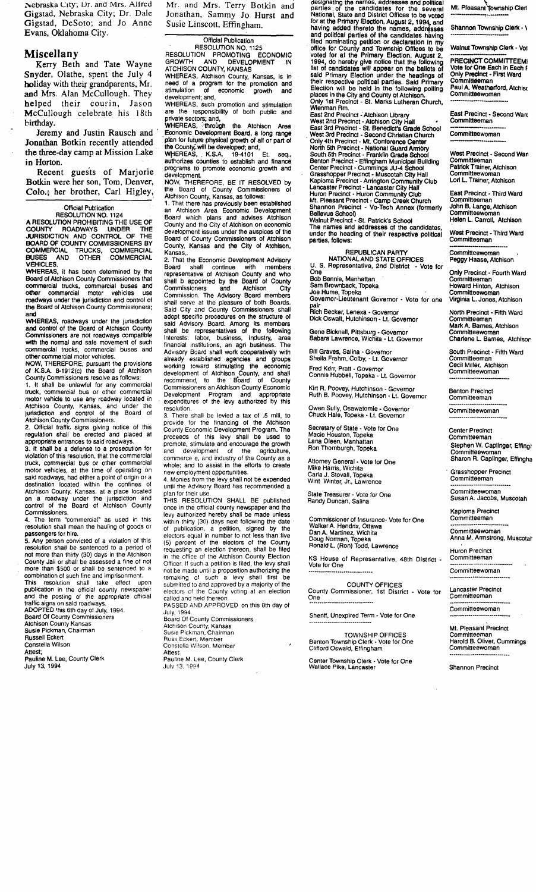Nebraska City; Dr. and Mrs. Alfred Gigstad, Nebraska City; Dr. Dale Gigstad, DeSoto; and Jo Anne Evans, Oklahoma City.

## Miscellany

Kerry Beth and Tate Wayne Snyder, Olathe, spent the July 4 holiday with their grandparents, Mr. and Mrs. Alan McCullough. They helped their cousin, Jason McCullough celebrate his 18th birthday.

Jeremy and Justin Rausch and Jonathan Botkin recently attended the three-day camp at Mission Lake in Horton.

Recent guests of Marjorie Botkin were her son, Tom, Denver, Colo.; her brother, Carl Higley,

Official Publication

RESOLUTION NO. 1124

**A RESOLUTION PROHIBITING THE USE OF COUNTY ROADWAYS UNDER THE JURISDICTION AND CONTROL OF THE BOARD OF COUNTY COMMISSIONERS BY COMMERCIAL TRUCKS, COMMERCIAL BUSES AND OTHER COMMERCIAL VEHICLES.**

WHEREAS, it has been determined by the Board of Atchison County Commissioners that commercial trucks, commercial buses and other commercial motor vehicles use roadways under the jurisdiction and control of the Board of Atchison County Commissioners; and

WHEREAS, roadways under the jurisdiction and control of the Board of Atchison County Commissioners are not roadways compatible with the normal and safe movement of such commercial trucks, commercial buses and other commercial motor vehicles.

NOW, THEREFORE, pursuant the provisions of K.S.A. 8-1912(c) the Board of Atchison County Commissioners resolve as follows:

1. It shall be unlawful for any commercial truck, commercial bus or other commercial motor vehicle to use any roadway located in Atchison County, Kansas, and under the jurisdiction and control of the Board of Atchison County Commissioners.

2. Official traffic signs giving notice of this regulation shall be erected and placed at appropriate entrances to said roadways.

3. It shall be a defense to a prosecution for violation of this resolution, that the commercial truck, commercial bus or other commercial motor vehicles, at the time of operating on said roadways, had either a point of origin or a destination located within the confines of Atchison County, Kansas, at a place located on a roadway under the jurisdiction and control of the Board of Atchison County Commissioners.

4. The term "commercial" as used in this resolution shall mean the hauling of goods or passengers for hire.

5. Any person convicted of a violation of this resolution shall be sentenced to a period of not more than thirty (30) days in the Atchison County Jail or shall be assessed a fine of not more than $500 or shall be sentenced to a combination of such fine and imprisonment.

This resolution shall take effect upon publication in the official county newspaper and the posting of the appropriate official traffic signs on said roadways.

ADOPTED this 6th day of July, 1994.

Board Of County Commissioners
Atchison County Kansas
Susie Pickman, Chairman
Russell Eckert
Constella Wilson
Attest;
Pauline M. Lee, County Clerk
July 13, 1994

Mr. and Mrs. Terry Botkin and Jonathan, Sammy Jo Hurst and Susie Linscott, Effingham.

Official Publication

RESOLUTION NO. 1125

RESOLUTION PROMOTING ECONOMIC GROWTH AND DEVELOPMENT IN ATCHISON COUNTY, KANSAS

WHEREAS, Atchison County, Kansas, is in need of a program for the promotion and stimulation of economic growth and development; and,

WHEREAS, such promotion and stimulation are the responsibility of both public and private sectors; and,

WHEREAS, through the Atchison Area Economic Development Board, a long range plan for future physical growth of all or part of the County will be developed; and,

WHEREAS, K.S.A. 19-4101 Et. seq., authorizes counties to establish and finance programs to promote economic growth and development.

NOW, THEREFORE, BE IT RESOLVED by the Board of County Commissioners of Atchison County, Kansas, as follows:

1. That there has previously been established an Atchison Area Economic Development Board which plans and advises Atchison County and the City of Atchison on economic development issues under the auspices of the Board of County Commissioners of Atchison County, Kansas and the City of Atchison, Kansas.

2. That the Economic Development Advisory Board shall continue with members representative of Atchison County and who shall b appointed by the Board of County Commissioners and Atchison City Commission. The Advisory Board members shall serve at the pleasure of both Boards. Said City and County Commissioners shall adopt specific procedures on the structure of said Advisory Board. Among its members shall be representatives of the following interests: labor, business, industry, area financial institutions, an agri business. The Advisory Board shall work cooperatively with already established agencies and groups working toward stimulating the economic development of Atchison County, and shall recommend to the Board of County Commissioners an Atchison County Economic Development Program and appropriate expenditures of the levy authorized by this resolution.

3. There shall be levied a tax of .5 mill, to provide for the financing of the Atchison County Economic Development Program. The proceeds of this levy shall be used to promote, stimulate and encourage the growth and development of the agriculture, commerce e, and industry of the County as a whole; and to assist in the efforts to create new employment opportunities.

4. Monies from the levy shall not be expended until the Advisory Board has recommended a plan for their use.

THIS RESOLUTION SHALL BE published once in the official county newspaper and the levy authorized hereby shall be made unless within thirty (30) days next following the date of publication, a petition, signed by the electors equal in number to not less than five (5) percent of the electors of the County requesting an election thereon, shall be filed in the office of the Atchison County Election Officer. If such a petition is filed, the levy shall not be made until a proposition authorizing the remaking of such a levy shall first be submitted to and approved by a majority of the electors of the County voting at an election called and held thereon.

PASSED AND APPROVED on this 8th day of July, 1994.

Board Of County Commissioners
Atchison County, Kansas
Susie Pickman, Chairman
Russ Eckert, Member
Constella Wilson, Member
Attest:
Pauline M. Lee, County Clerk
July 13, 1994

designating the names, addresses and political parties of the candidates for the several National, State and District Offices to be voted for at the Primary Election, August 2, 1994, and having added thereto the names, addresses and political parties of the candidates having filed nominating petition or declaration in my office for County and Township Offices to be voted for at the Primary Election, August 2, 1994, do hereby give notice that the following list of candidates will appear on the ballots of said Primary Election under the headings of their respective political parties. Said Primary Election will be held in the following polling places in the City and County of Atchison.

Only 1st Precinct - St. Marks Lutheran Church, Wienman Rm.
East 2nd Precinct - Atchison Library
West 2nd Precinct - Atchison City Hall
East 3rd Precinct - St. Benedict's Grade School
West 3rd Precinct - Second Christian Church
Only 4th Precinct - Mt. Conference Center
North 5th Precinct - National Guard Armory
South 5th Precinct - Franklin Grade School
Benton Precinct - Effingham Municipal Building
Center Precinct - Cummings JU-4 School
Grasshopper Precinct - Muscotah City Hall
Kapioma Precinct - Arrington Community Club
Lancaster Precinct - Lancaster City Hall
Huron Precinct - Huron Community Club
Mt. Pleasant Precinct - Camp Creek Church
Shannon Precinct - Vo-Tech Annex (formerly Bellevue School)
Walnut Precinct - St. Patrick's School

The names and addresses of the candidates, under the heading of their respective political parties, follows:

REPUBLICAN PARTY
NATIONAL AND STATE OFFICES

U. S. Representative, 2nd District - Vote for One
Bob Bennie, Manhattan
Sam Brownback, Topeka
Joe Hume, Topeka

Governor-Lieutenant Governor - Vote for one pair
Rich Becker, Lenexa - Governor
Dick Oswalt, Hutchinson - Lt. Governor

Gene Bicknell, Pittsburg - Governor
Babara Lawrence, Wichita - Lt. Governor

Bill Graves, Salina - Governor
Sheila Frahm, Colby, - Lt. Governor

Fred Kerr, Pratt - Governor
Connie Hubbell, Topeka - Lt. Governor

Kirt R. Poovey, Hutchinson - Governor
Ruth B. Poovey, Hutchinson - Lt. Governor

Owen Sully, Osawatomie - Governor
Chuck Hale, Topeka - Lt. Governor

Secretary of State - Vote for One
Macie Houston, Topeka
Lana Oleen, Manhattan
Ron Thornburgh, Topeka

Attorney General - Vote for One
Mike Harris, Wichita
Carla J. Stovall, Topeka
Wint Winter, Jr., Lawrence

State Treasurer - Vote for One
Randy Duncan, Salina

Commissioner of Insurance- Vote for One
Walker A. Hendrix, Ottawa
Dan A. Martinez, Wichita
Doug Norman, Topeka
Ronald L. (Ron) Todd, Lawrence

KS House of Representative, 48th District - Vote for One
---------------------------

COUNTY OFFICES

County Commissioner, 1st District - Vote for One
---------------------------

Sheriff, Unexpired Term - Vote for One
---------------------------

TOWNSHIP OFFICES

Benton Township Clerk - Vote for One
Clifford Oswald, Effingham

Center Township Clerk - Vote for One
Wallace Pike, Lancaster

Mt. Pleasant Township Clerk
---------------------------

Shannon Township Clerk - V
---------------------------

Walnut Township Clerk - Vo
---------------------------

PRECINCT COMMITTEEM
Vote for One Each in Each P

Only Precinct - First Ward
Committeeman
Paul A. Weatherford, Atchiso
Committeewoman
---------------------------

East Precinct - Second Ward
Committeeman
---------------------------
Committeewoman
---------------------------

West Precinct - Second Ward
Committeeman
Patrick Trainer, Atchison
Committeewoman
Lori L. Trainer, Atchison

East Precinct - Third Ward
Committeeman
John B. Lange, Atchison
Committeewoman
Helen L. Carroll, Atchison

West Precinct - Third Ward
Committeeman
---------------------------
Committeewoman
Peggy Haase, Atchison

Only Precinct - Fourth Ward
Committeeman
Howard Hinton, Atchison
Committeewoman
Virginia L. Jones, Atchison

North Precinct - Fifth Ward
Committeeman
Mark A. Barnes, Atchison
Committeewoman
Charlene L. Barnes, Atchison

South Precinct - Fifth Ward
Committeeman
Cecil Miller, Atchison
Committeewoman
---------------------------

Benton Precinct
Committeeman
---------------------------
Committeewoman
---------------------------

Center Precinct
Committeeman
Stephen W. Caplinger, Effingh
Committeewoman
Sharon R. Caplinger, Effingha

Grasshopper Precinct
Committeeman
---------------------------
Committeewoman
Susan A. Jacobs, Muscotah

Kapioma Precinct
Committeeman
---------------------------
Committeewoman
Anna M. Armstrong, Muscotah

Huron Precinct
Committeeman
---------------------------
Committeewoman
---------------------------

Lancaster Precinct
Committeeman
---------------------------
Committeewoman
---------------------------

Mt. Pleasant Precinct
Committeeman
Harold B. Oliver, Cummings
Committeewoman
---------------------------

Shannon Precinct